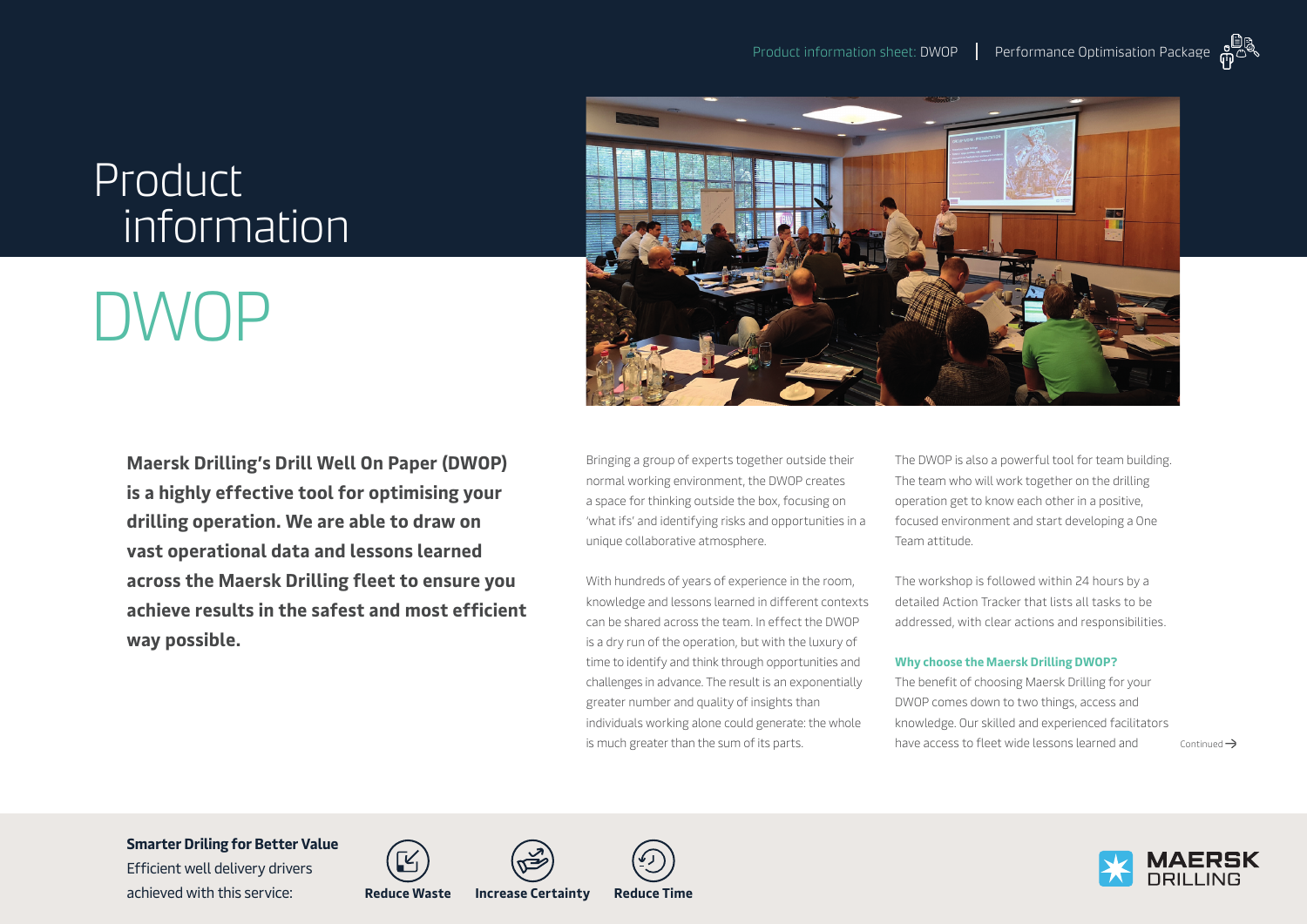# Product information

# DWOP

**Maersk Drilling's Drill Well On Paper (DWOP) is a highly effective tool for optimising your drilling operation. We are able to draw on vast operational data and lessons learned across the Maersk Drilling fleet to ensure you achieve results in the safest and most efficient way possible.**

Bringing a group of experts together outside their normal working environment, the DWOP creates a space for thinking outside the box, focusing on 'what ifs' and identifying risks and opportunities in a unique collaborative atmosphere.

With hundreds of years of experience in the room, knowledge and lessons learned in different contexts can be shared across the team. In effect the DWOP is a dry run of the operation, but with the luxury of time to identify and think through opportunities and challenges in advance. The result is an exponentially greater number and quality of insights than individuals working alone could generate: the whole is much greater than the sum of its parts.

The DWOP is also a powerful tool for team building. The team who will work together on the drilling operation get to know each other in a positive, focused environment and start developing a One Team attitude.

The workshop is followed within 24 hours by a detailed Action Tracker that lists all tasks to be addressed, with clear actions and responsibilities.

### Why choose the Maersk Drilling DWOP?

The benefit of choosing Maersk Drilling for your DWOP comes down to two things, access and knowledge. Our skilled and experienced facilitators have access to fleet wide lessons learned and

Continued →

**Smarter Driling for Better Value**

Efficient well delivery drivers achieved with this service:

**Reduce Waste** **Increase Certainty** **Reduce Time**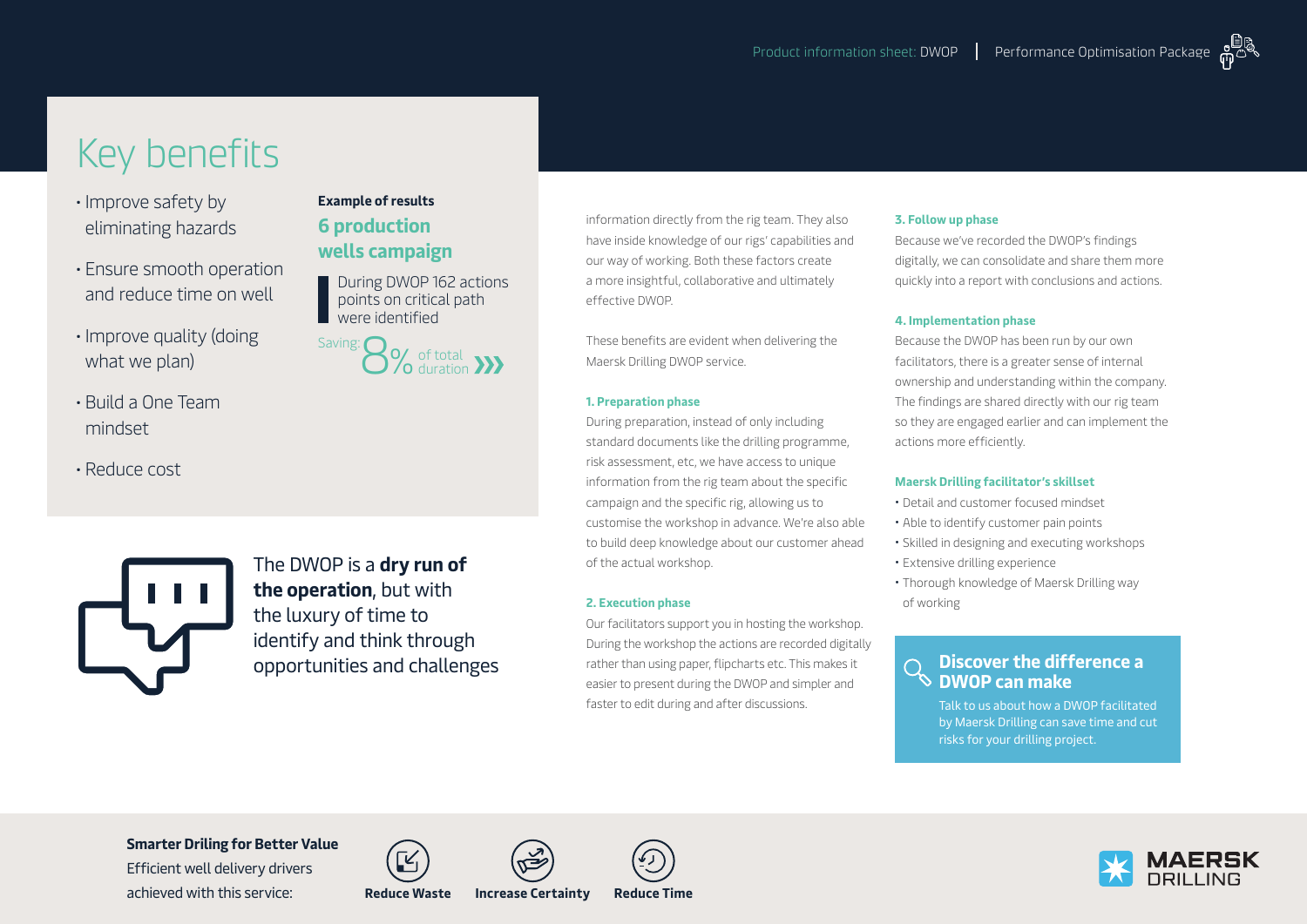# Key benefits

- Improve safety by eliminating hazards
- Ensure smooth operation and reduce time on well
- Improve quality (doing what we plan)
- Build a One Team mindset
- Reduce cost

**Example of results**

**6 production wells campaign**

During DWOP 162 actions points on critical path were identified

Saving: 8% of total duration

The DWOP is a **dry run of the operation**, but with the luxury of time to identify and think through opportunities and challenges

information directly from the rig team. They also have inside knowledge of our rigs' capabilities and our way of working. Both these factors create a more insightful, collaborative and ultimately effective DWOP.

These benefits are evident when delivering the Maersk Drilling DWOP service.

**1. Preparation phase**

During preparation, instead of only including standard documents like the drilling programme, risk assessment, etc, we have access to unique information from the rig team about the specific campaign and the specific rig, allowing us to customise the workshop in advance. We're also able to build deep knowledge about our customer ahead of the actual workshop.

**2. Execution phase**

Our facilitators support you in hosting the workshop. During the workshop the actions are recorded digitally rather than using paper, flipcharts etc. This makes it easier to present during the DWOP and simpler and faster to edit during and after discussions.

**3. Follow up phase**

Because we've recorded the DWOP's findings digitally, we can consolidate and share them more quickly into a report with conclusions and actions.

**4. Implementation phase**

Because the DWOP has been run by our own facilitators, there is a greater sense of internal ownership and understanding within the company. The findings are shared directly with our rig team so they are engaged earlier and can implement the actions more efficiently.

**Maersk Drilling facilitator's skillset**

- Detail and customer focused mindset
- Able to identify customer pain points
- Skilled in designing and executing workshops
- Extensive drilling experience
- Thorough knowledge of Maersk Drilling way of working

**Discover the difference a DWOP can make**

Talk to us about how a DWOP facilitated by Maersk Drilling can save time and cut risks for your drilling project.

**Smarter Driling for Better Value**

Efficient well delivery drivers achieved with this service:

**Reduce Waste** **Increase Certainty** **Reduce Time**